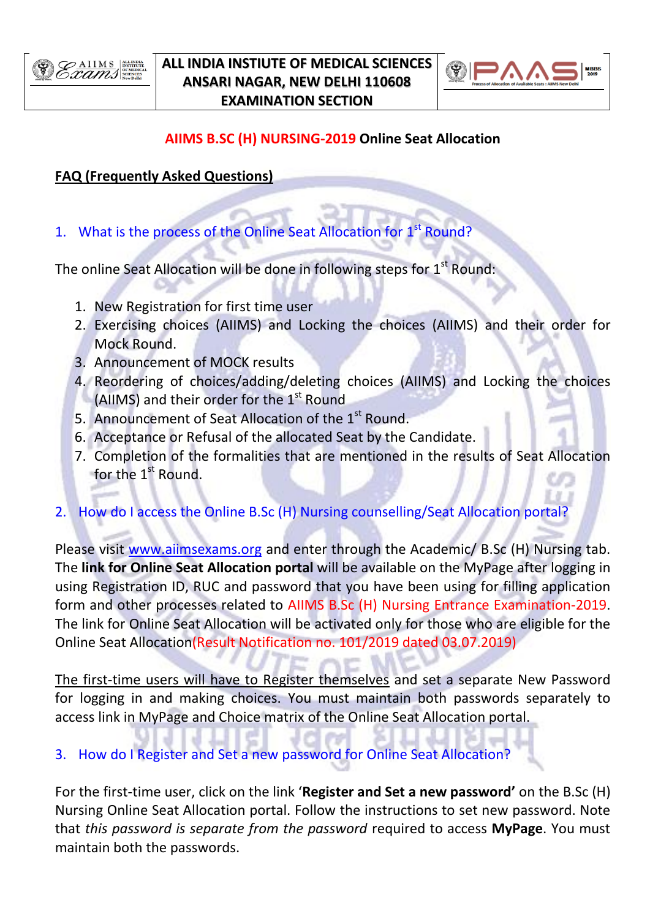**ALL INDIA INSTITUTE OF MEDICAL SCIENCES**
**ANSARI NAGAR, NEW DELHI 110608**
**EXAMINATION SECTION**

## AIIMS B.SC (H) NURSING-2019 Online Seat Allocation

**FAQ (Frequently Asked Questions)**

### 1. What is the process of the Online Seat Allocation for 1st Round?

The online Seat Allocation will be done in following steps for 1st Round:

1. New Registration for first time user
2. Exercising choices (AIIMS) and Locking the choices (AIIMS) and their order for Mock Round.
3. Announcement of MOCK results
4. Reordering of choices/adding/deleting choices (AIIMS) and Locking the choices (AIIMS) and their order for the 1st Round
5. Announcement of Seat Allocation of the 1st Round.
6. Acceptance or Refusal of the allocated Seat by the Candidate.
7. Completion of the formalities that are mentioned in the results of Seat Allocation for the 1st Round.

### 2. How do I access the Online B.Sc (H) Nursing counselling/Seat Allocation portal?

Please visit www.aiimsexams.org and enter through the Academic/ B.Sc (H) Nursing tab. The **link for Online Seat Allocation portal** will be available on the MyPage after logging in using Registration ID, RUC and password that you have been using for filling application form and other processes related to AIIMS B.Sc (H) Nursing Entrance Examination-2019. The link for Online Seat Allocation will be activated only for those who are eligible for the Online Seat Allocation(Result Notification no. 101/2019 dated 03.07.2019)

The first-time users will have to Register themselves and set a separate New Password for logging in and making choices. You must maintain both passwords separately to access link in MyPage and Choice matrix of the Online Seat Allocation portal.

### 3. How do I Register and Set a new password for Online Seat Allocation?

For the first-time user, click on the link '**Register and Set a new password'** on the B.Sc (H) Nursing Online Seat Allocation portal. Follow the instructions to set new password. Note that *this password is separate from the password* required to access **MyPage**. You must maintain both the passwords.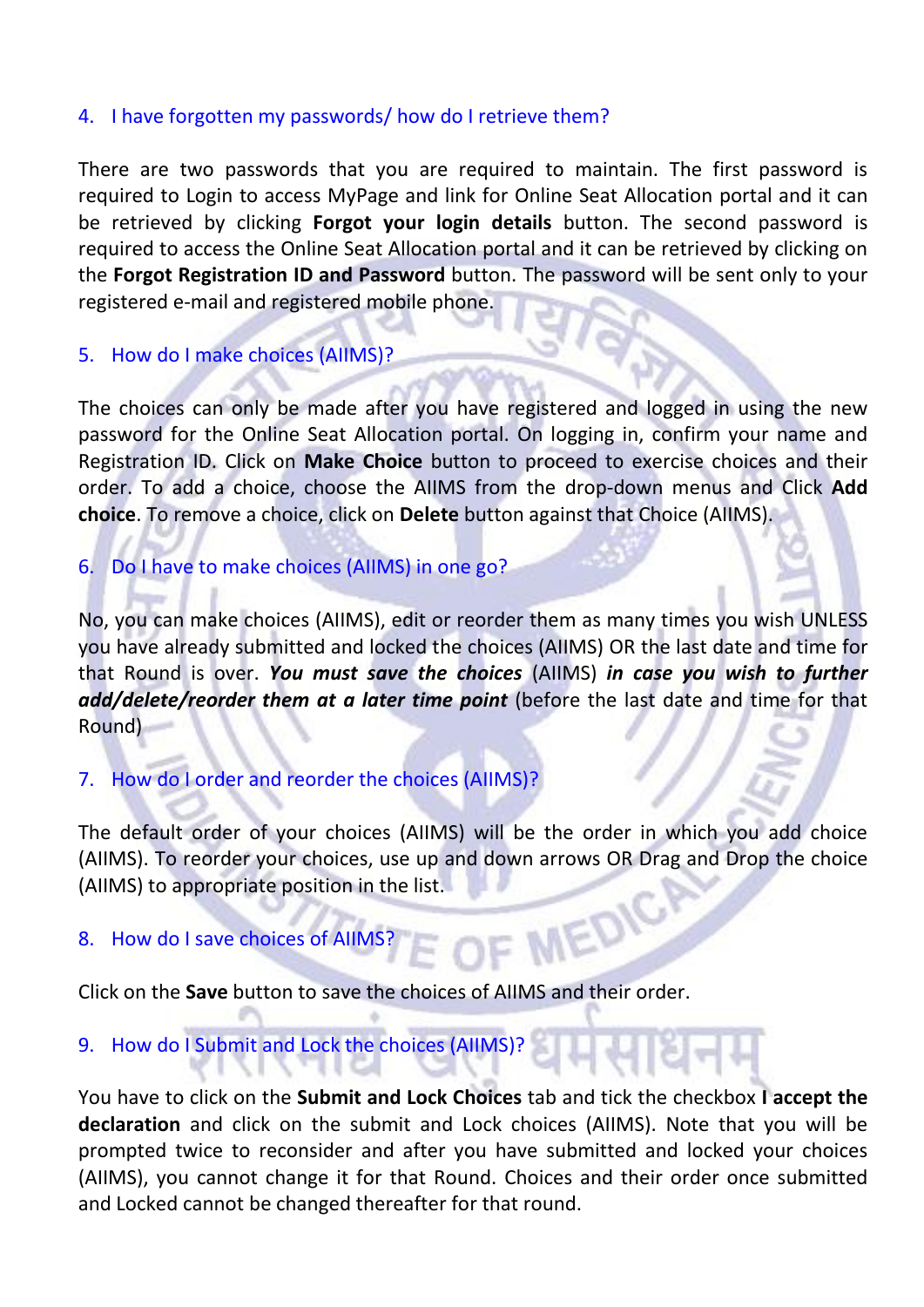### 4. I have forgotten my passwords/ how do I retrieve them?

There are two passwords that you are required to maintain. The first password is required to Login to access MyPage and link for Online Seat Allocation portal and it can be retrieved by clicking **Forgot your login details** button. The second password is required to access the Online Seat Allocation portal and it can be retrieved by clicking on the **Forgot Registration ID and Password** button. The password will be sent only to your registered e-mail and registered mobile phone.

### 5. How do I make choices (AIIMS)?

The choices can only be made after you have registered and logged in using the new password for the Online Seat Allocation portal. On logging in, confirm your name and Registration ID. Click on **Make Choice** button to proceed to exercise choices and their order. To add a choice, choose the AIIMS from the drop-down menus and Click **Add choice**. To remove a choice, click on **Delete** button against that Choice (AIIMS).

### 6. Do I have to make choices (AIIMS) in one go?

No, you can make choices (AIIMS), edit or reorder them as many times you wish UNLESS you have already submitted and locked the choices (AIIMS) OR the last date and time for that Round is over. ***You must save the choices*** (AIIMS) ***in case you wish to further add/delete/reorder them at a later time point*** (before the last date and time for that Round)

### 7. How do I order and reorder the choices (AIIMS)?

The default order of your choices (AIIMS) will be the order in which you add choice (AIIMS). To reorder your choices, use up and down arrows OR Drag and Drop the choice (AIIMS) to appropriate position in the list.

### 8. How do I save choices of AIIMS?

Click on the **Save** button to save the choices of AIIMS and their order.

### 9. How do I Submit and Lock the choices (AIIMS)?

You have to click on the **Submit and Lock Choices** tab and tick the checkbox **I accept the declaration** and click on the submit and Lock choices (AIIMS). Note that you will be prompted twice to reconsider and after you have submitted and locked your choices (AIIMS), you cannot change it for that Round. Choices and their order once submitted and Locked cannot be changed thereafter for that round.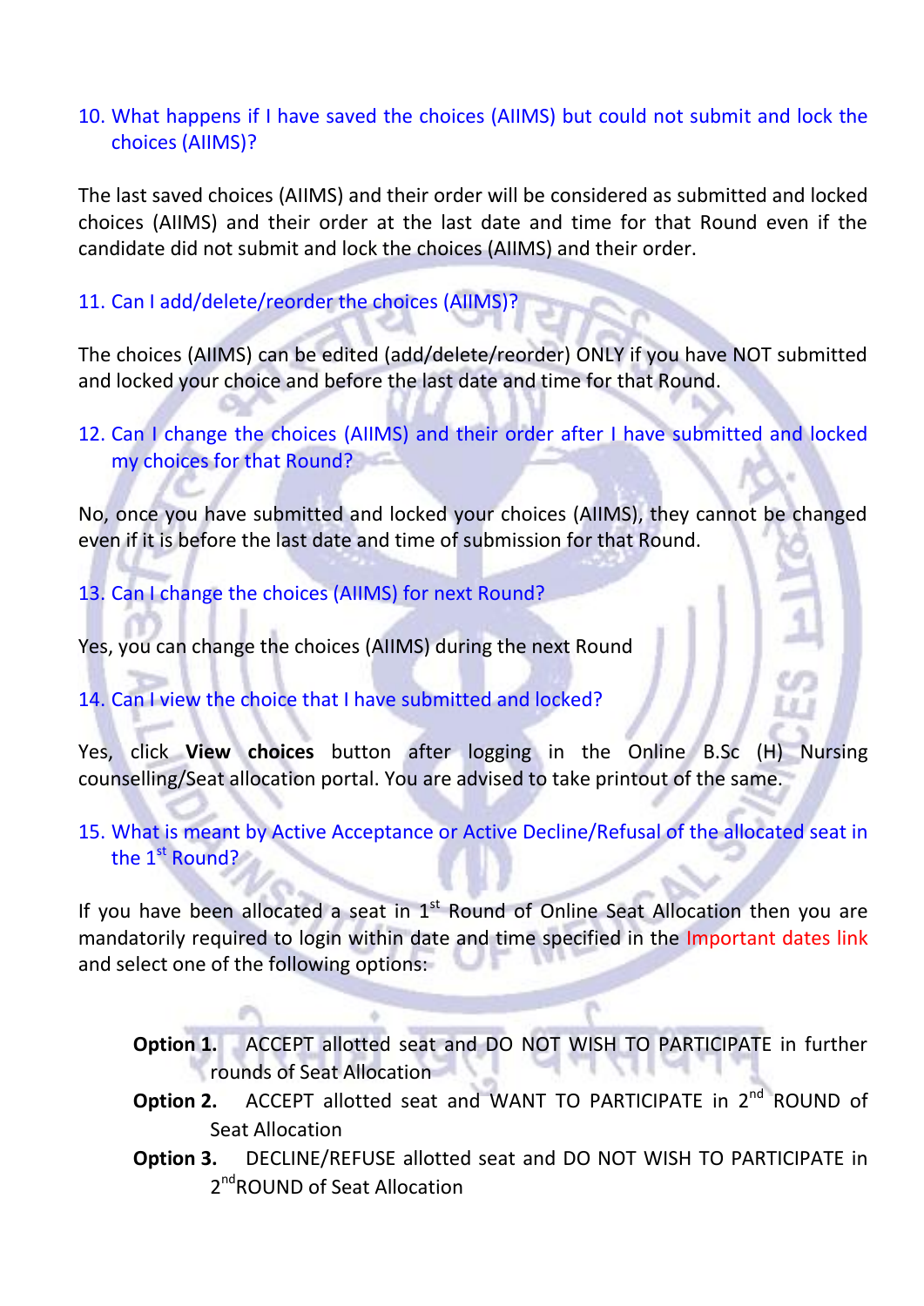### 10. What happens if I have saved the choices (AIIMS) but could not submit and lock the choices (AIIMS)?

The last saved choices (AIIMS) and their order will be considered as submitted and locked choices (AIIMS) and their order at the last date and time for that Round even if the candidate did not submit and lock the choices (AIIMS) and their order.

### 11. Can I add/delete/reorder the choices (AIIMS)?

The choices (AIIMS) can be edited (add/delete/reorder) ONLY if you have NOT submitted and locked your choice and before the last date and time for that Round.

### 12. Can I change the choices (AIIMS) and their order after I have submitted and locked my choices for that Round?

No, once you have submitted and locked your choices (AIIMS), they cannot be changed even if it is before the last date and time of submission for that Round.

### 13. Can I change the choices (AIIMS) for next Round?

Yes, you can change the choices (AIIMS) during the next Round

### 14. Can I view the choice that I have submitted and locked?

Yes, click **View choices** button after logging in the Online B.Sc (H) Nursing counselling/Seat allocation portal. You are advised to take printout of the same.

### 15. What is meant by Active Acceptance or Active Decline/Refusal of the allocated seat in the 1st Round?

If you have been allocated a seat in 1st Round of Online Seat Allocation then you are mandatorily required to login within date and time specified in the Important dates link and select one of the following options:

**Option 1.** ACCEPT allotted seat and DO NOT WISH TO PARTICIPATE in further rounds of Seat Allocation

**Option 2.** ACCEPT allotted seat and WANT TO PARTICIPATE in 2nd ROUND of Seat Allocation

**Option 3.** DECLINE/REFUSE allotted seat and DO NOT WISH TO PARTICIPATE in 2nd ROUND of Seat Allocation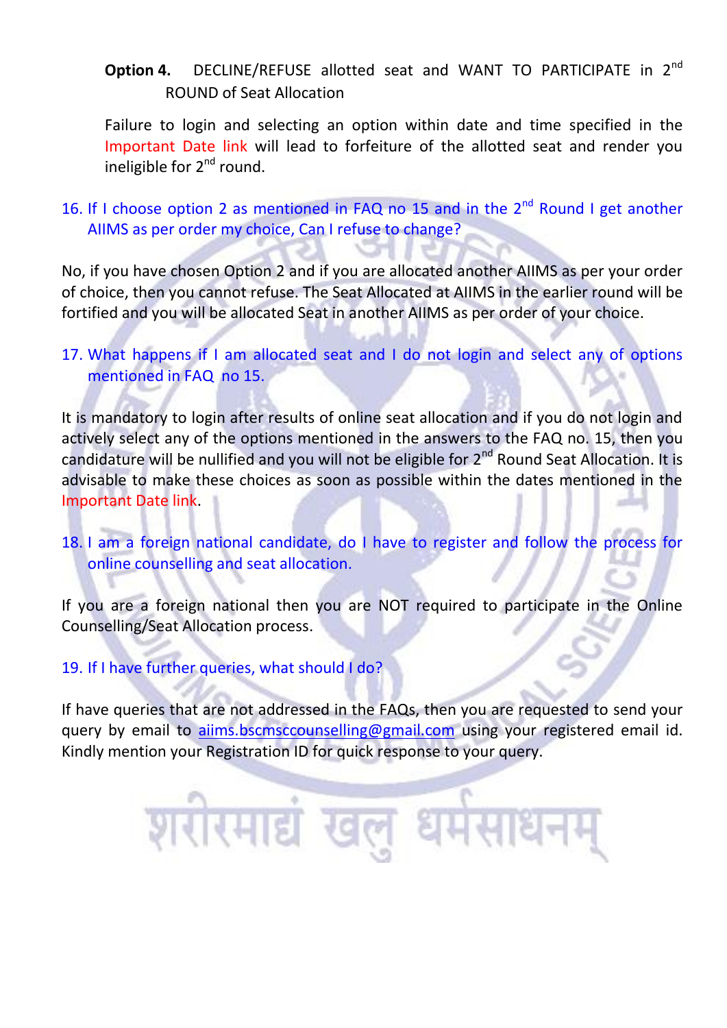**Option 4.** DECLINE/REFUSE allotted seat and WANT TO PARTICIPATE in 2nd ROUND of Seat Allocation

Failure to login and selecting an option within date and time specified in the Important Date link will lead to forfeiture of the allotted seat and render you ineligible for 2nd round.

16. If I choose option 2 as mentioned in FAQ no 15 and in the 2nd Round I get another AIIMS as per order my choice, Can I refuse to change?

No, if you have chosen Option 2 and if you are allocated another AIIMS as per your order of choice, then you cannot refuse. The Seat Allocated at AIIMS in the earlier round will be fortified and you will be allocated Seat in another AIIMS as per order of your choice.

17. What happens if I am allocated seat and I do not login and select any of options mentioned in FAQ no 15.

It is mandatory to login after results of online seat allocation and if you do not login and actively select any of the options mentioned in the answers to the FAQ no. 15, then you candidature will be nullified and you will not be eligible for 2nd Round Seat Allocation. It is advisable to make these choices as soon as possible within the dates mentioned in the Important Date link.

18. I am a foreign national candidate, do I have to register and follow the process for online counselling and seat allocation.

If you are a foreign national then you are NOT required to participate in the Online Counselling/Seat Allocation process.

19. If I have further queries, what should I do?

If have queries that are not addressed in the FAQs, then you are requested to send your query by email to aiims.bscmsccounselling@gmail.com using your registered email id. Kindly mention your Registration ID for quick response to your query.

शरीरमाद्यं खलु धर्मसाधनम्